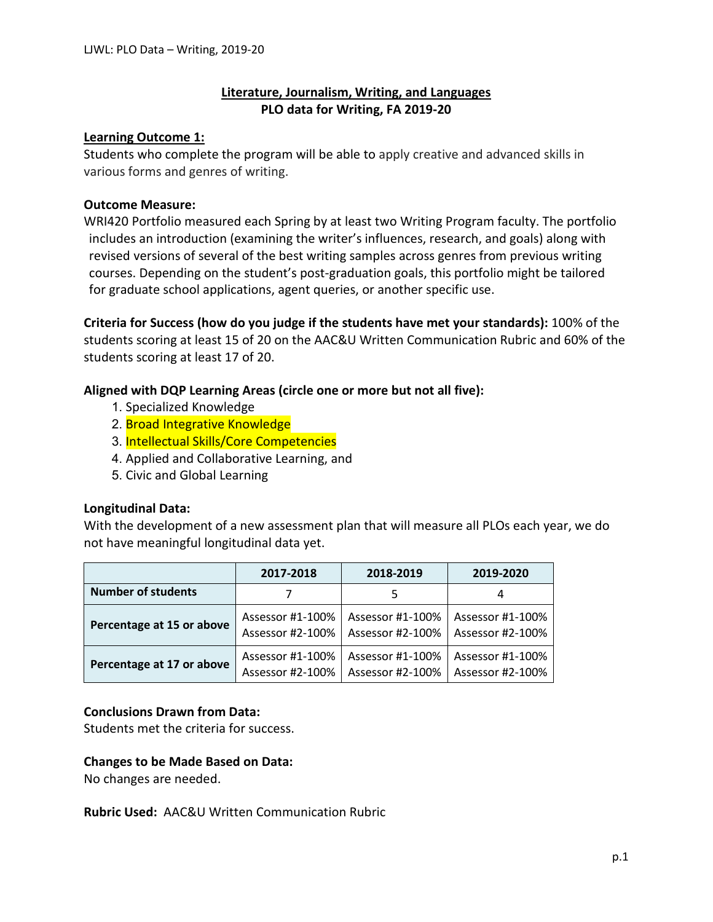## Literature, Journalism, Writing, and Languages
## PLO data for Writing, FA 2019-20

**Learning Outcome 1:**

Students who complete the program will be able to apply creative and advanced skills in various forms and genres of writing.

**Outcome Measure:**

WRI420 Portfolio measured each Spring by at least two Writing Program faculty. The portfolio includes an introduction (examining the writer's influences, research, and goals) along with revised versions of several of the best writing samples across genres from previous writing courses. Depending on the student's post-graduation goals, this portfolio might be tailored for graduate school applications, agent queries, or another specific use.

**Criteria for Success (how do you judge if the students have met your standards):** 100% of the students scoring at least 15 of 20 on the AAC&U Written Communication Rubric and 60% of the students scoring at least 17 of 20.

**Aligned with DQP Learning Areas (circle one or more but not all five):**

1. Specialized Knowledge
2. Broad Integrative Knowledge
3. Intellectual Skills/Core Competencies
4. Applied and Collaborative Learning, and
5. Civic and Global Learning

**Longitudinal Data:**

With the development of a new assessment plan that will measure all PLOs each year, we do not have meaningful longitudinal data yet.

| | 2017-2018 | 2018-2019 | 2019-2020 |
|---|---|---|---|
| **Number of students** | 7 | 5 | 4 |
| **Percentage at 15 or above** | Assessor #1-100% Assessor #2-100% | Assessor #1-100% Assessor #2-100% | Assessor #1-100% Assessor #2-100% |
| **Percentage at 17 or above** | Assessor #1-100% Assessor #2-100% | Assessor #1-100% Assessor #2-100% | Assessor #1-100% Assessor #2-100% |

**Conclusions Drawn from Data:**

Students met the criteria for success.

**Changes to be Made Based on Data:**

No changes are needed.

**Rubric Used:** AAC&U Written Communication Rubric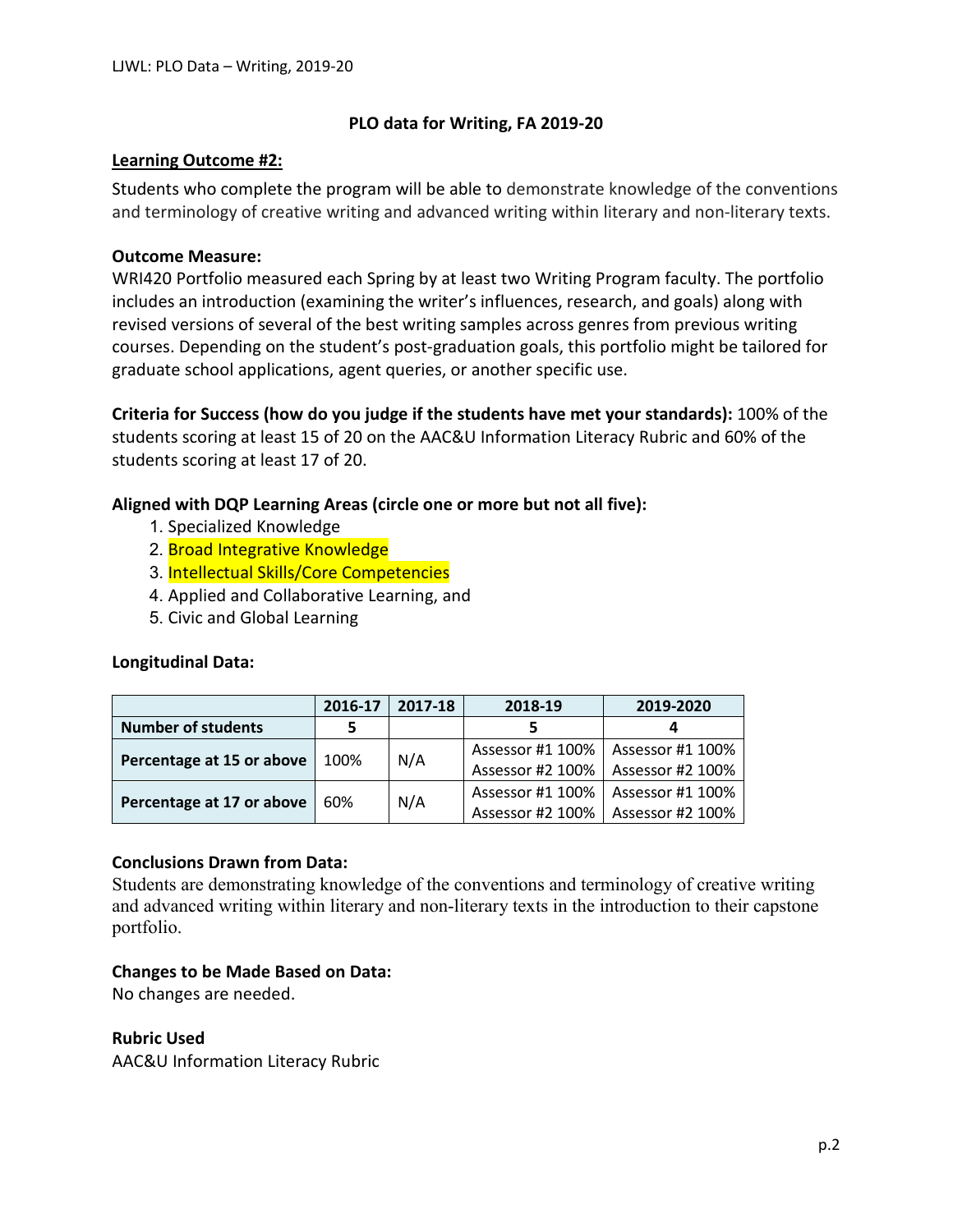## PLO data for Writing, FA 2019-20

**Learning Outcome #2:**

Students who complete the program will be able to demonstrate knowledge of the conventions and terminology of creative writing and advanced writing within literary and non-literary texts.

**Outcome Measure:**
WRI420 Portfolio measured each Spring by at least two Writing Program faculty. The portfolio includes an introduction (examining the writer's influences, research, and goals) along with revised versions of several of the best writing samples across genres from previous writing courses. Depending on the student's post-graduation goals, this portfolio might be tailored for graduate school applications, agent queries, or another specific use.

**Criteria for Success (how do you judge if the students have met your standards):** 100% of the students scoring at least 15 of 20 on the AAC&U Information Literacy Rubric and 60% of the students scoring at least 17 of 20.

**Aligned with DQP Learning Areas (circle one or more but not all five):**

1. Specialized Knowledge
2. Broad Integrative Knowledge
3. Intellectual Skills/Core Competencies
4. Applied and Collaborative Learning, and
5. Civic and Global Learning

**Longitudinal Data:**

| | 2016-17 | 2017-18 | 2018-19 | 2019-2020 |
|---|---|---|---|---|
| **Number of students** | 5 | | 5 | 4 |
| **Percentage at 15 or above** | 100% | N/A | Assessor #1 100%<br>Assessor #2 100% | Assessor #1 100%<br>Assessor #2 100% |
| **Percentage at 17 or above** | 60% | N/A | Assessor #1 100%<br>Assessor #2 100% | Assessor #1 100%<br>Assessor #2 100% |

**Conclusions Drawn from Data:**
Students are demonstrating knowledge of the conventions and terminology of creative writing and advanced writing within literary and non-literary texts in the introduction to their capstone portfolio.

**Changes to be Made Based on Data:**
No changes are needed.

**Rubric Used**
AAC&U Information Literacy Rubric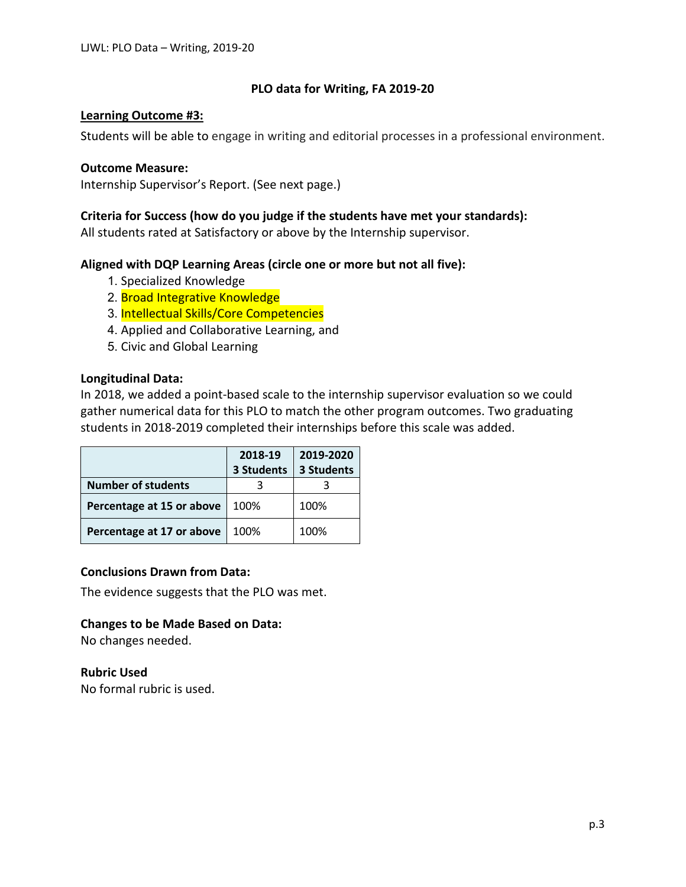## PLO data for Writing, FA 2019-20

**Learning Outcome #3:**

Students will be able to engage in writing and editorial processes in a professional environment.

**Outcome Measure:**
Internship Supervisor's Report. (See next page.)

**Criteria for Success (how do you judge if the students have met your standards):**
All students rated at Satisfactory or above by the Internship supervisor.

**Aligned with DQP Learning Areas (circle one or more but not all five):**

1. Specialized Knowledge
2. Broad Integrative Knowledge
3. Intellectual Skills/Core Competencies
4. Applied and Collaborative Learning, and
5. Civic and Global Learning

**Longitudinal Data:**
In 2018, we added a point-based scale to the internship supervisor evaluation so we could gather numerical data for this PLO to match the other program outcomes. Two graduating students in 2018-2019 completed their internships before this scale was added.

| | 2018-19 3 Students | 2019-2020 3 Students |
|---|---|---|
| **Number of students** | 3 | 3 |
| **Percentage at 15 or above** | 100% | 100% |
| **Percentage at 17 or above** | 100% | 100% |

**Conclusions Drawn from Data:**

The evidence suggests that the PLO was met.

**Changes to be Made Based on Data:**
No changes needed.

**Rubric Used**
No formal rubric is used.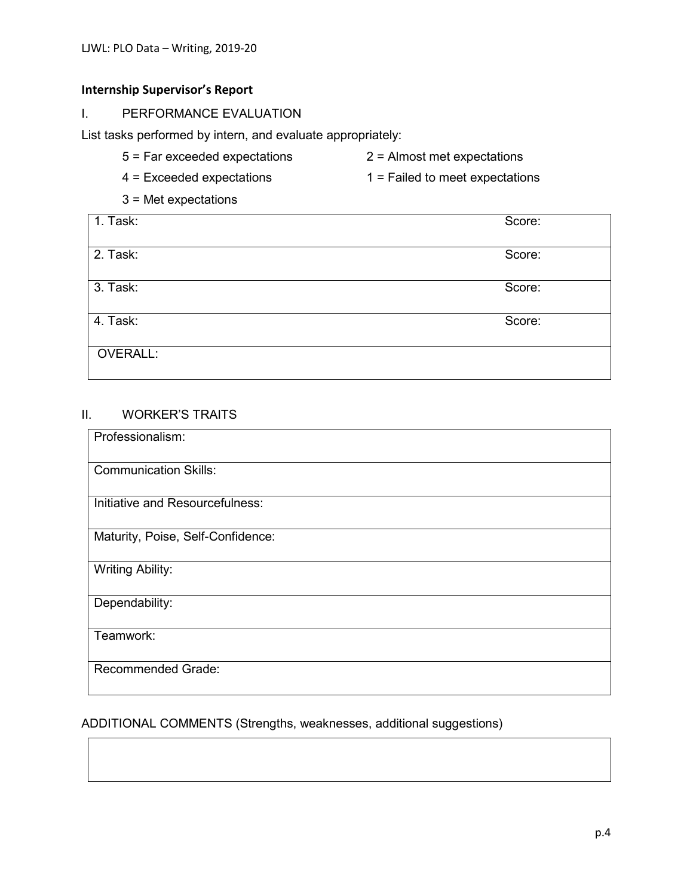## Internship Supervisor's Report

### I. PERFORMANCE EVALUATION

List tasks performed by intern, and evaluate appropriately:

5 = Far exceeded expectations

4 = Exceeded expectations

3 = Met expectations

2 = Almost met expectations

1 = Failed to meet expectations

| | |
|---|---|
| 1. Task: | Score: |
| 2. Task: | Score: |
| 3. Task: | Score: |
| 4. Task: | Score: |
| OVERALL: | |

### II. WORKER'S TRAITS

| |
|---|
| Professionalism: |
| Communication Skills: |
| Initiative and Resourcefulness: |
| Maturity, Poise, Self-Confidence: |
| Writing Ability: |
| Dependability: |
| Teamwork: |
| Recommended Grade: |

ADDITIONAL COMMENTS (Strengths, weaknesses, additional suggestions)

| |
|---|
| |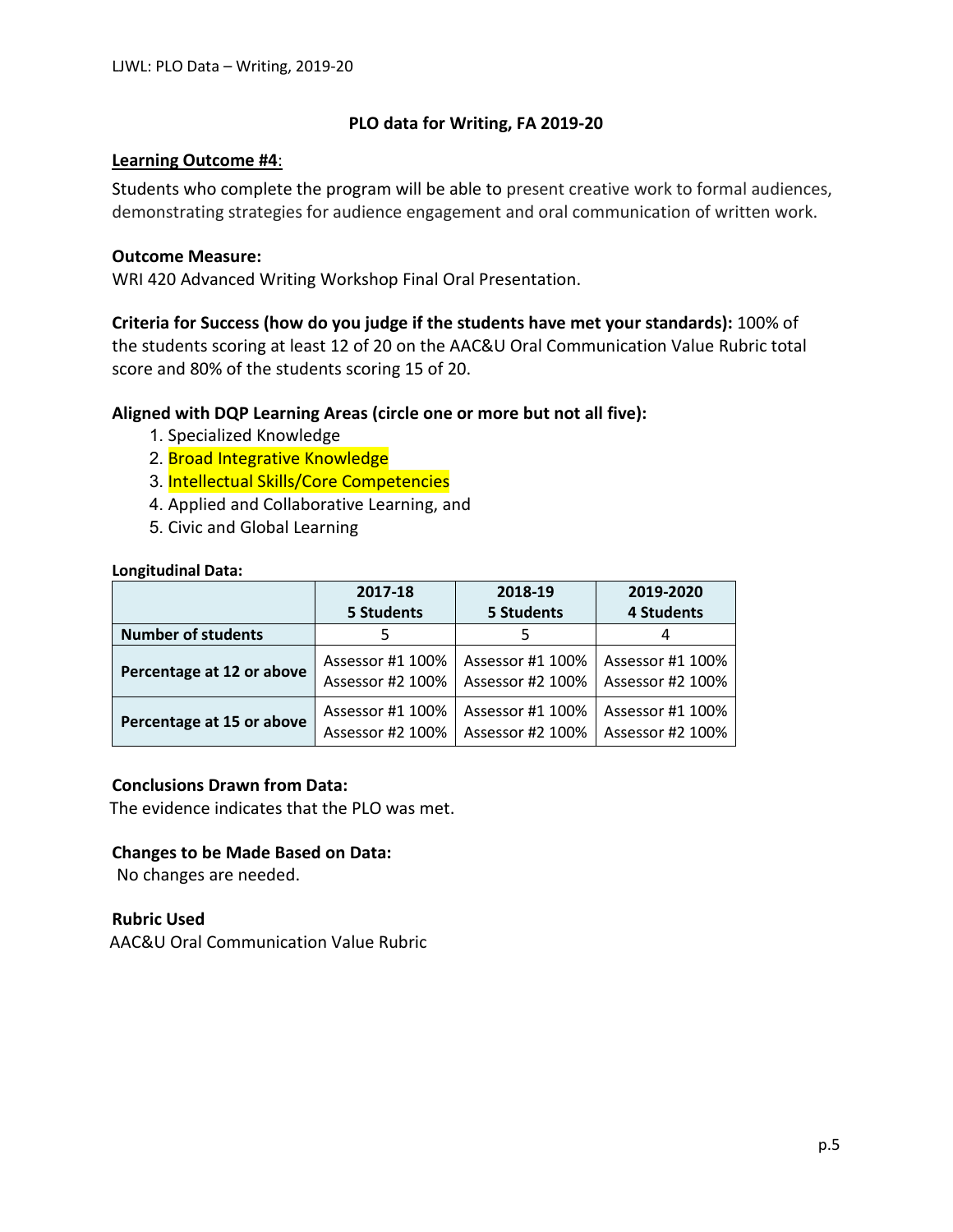### PLO data for Writing, FA 2019-20

**Learning Outcome #4**:

Students who complete the program will be able to present creative work to formal audiences, demonstrating strategies for audience engagement and oral communication of written work.

**Outcome Measure:**
WRI 420 Advanced Writing Workshop Final Oral Presentation.

**Criteria for Success (how do you judge if the students have met your standards):** 100% of the students scoring at least 12 of 20 on the AAC&U Oral Communication Value Rubric total score and 80% of the students scoring 15 of 20.

**Aligned with DQP Learning Areas (circle one or more but not all five):**

1. Specialized Knowledge
2. Broad Integrative Knowledge
3. Intellectual Skills/Core Competencies
4. Applied and Collaborative Learning, and
5. Civic and Global Learning

**Longitudinal Data:**

| | 2017-18 5 Students | 2018-19 5 Students | 2019-2020 4 Students |
|---|---|---|---|
| **Number of students** | 5 | 5 | 4 |
| **Percentage at 12 or above** | Assessor #1 100% Assessor #2 100% | Assessor #1 100% Assessor #2 100% | Assessor #1 100% Assessor #2 100% |
| **Percentage at 15 or above** | Assessor #1 100% Assessor #2 100% | Assessor #1 100% Assessor #2 100% | Assessor #1 100% Assessor #2 100% |

**Conclusions Drawn from Data:**
The evidence indicates that the PLO was met.

**Changes to be Made Based on Data:**
No changes are needed.

**Rubric Used**
AAC&U Oral Communication Value Rubric